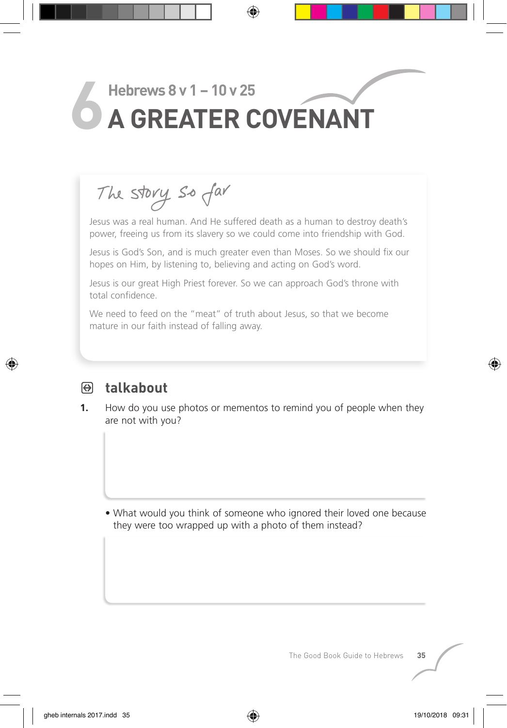# 6 Hebrews 8 v 1 – 10 v 25

# A GREATER COVENANT

## The story so far

Jesus was a real human. And He suffered death as a human to destroy death's power, freeing us from its slavery so we could come into friendship with God.

Jesus is God's Son, and is much greater even than Moses. So we should fix our hopes on Him, by listening to, believing and acting on God's word.

Jesus is our great High Priest forever. So we can approach God's throne with total confidence.

We need to feed on the "meat" of truth about Jesus, so that we become mature in our faith instead of falling away.

## talkabout

**1.** How do you use photos or mementos to remind you of people when they are not with you?

- What would you think of someone who ignored their loved one because they were too wrapped up with a photo of them instead?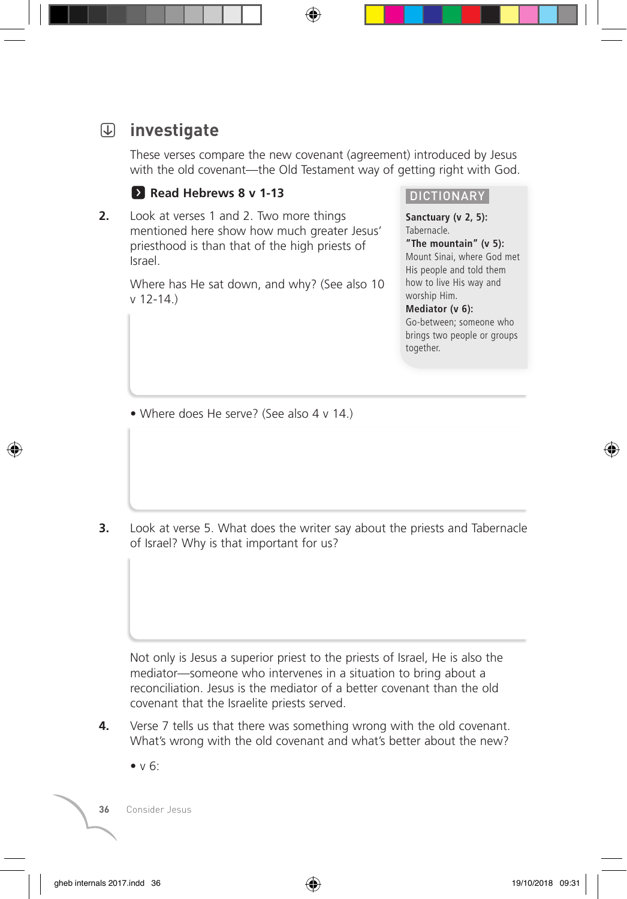## investigate

These verses compare the new covenant (agreement) introduced by Jesus with the old covenant—the Old Testament way of getting right with God.

**Read Hebrews 8 v 1-13**

> **DICTIONARY**
>
> **Sanctuary (v 2, 5):** Tabernacle.
>
> **"The mountain" (v 5):** Mount Sinai, where God met His people and told them how to live His way and worship Him.
>
> **Mediator (v 6):** Go-between; someone who brings two people or groups together.

**2.** Look at verses 1 and 2. Two more things mentioned here show how much greater Jesus' priesthood is than that of the high priests of Israel.

Where has He sat down, and why? (See also 10 v 12-14.)

- Where does He serve? (See also 4 v 14.)

**3.** Look at verse 5. What does the writer say about the priests and Tabernacle of Israel? Why is that important for us?

Not only is Jesus a superior priest to the priests of Israel, He is also the mediator—someone who intervenes in a situation to bring about a reconciliation. Jesus is the mediator of a better covenant than the old covenant that the Israelite priests served.

**4.** Verse 7 tells us that there was something wrong with the old covenant. What's wrong with the old covenant and what's better about the new?

- v 6: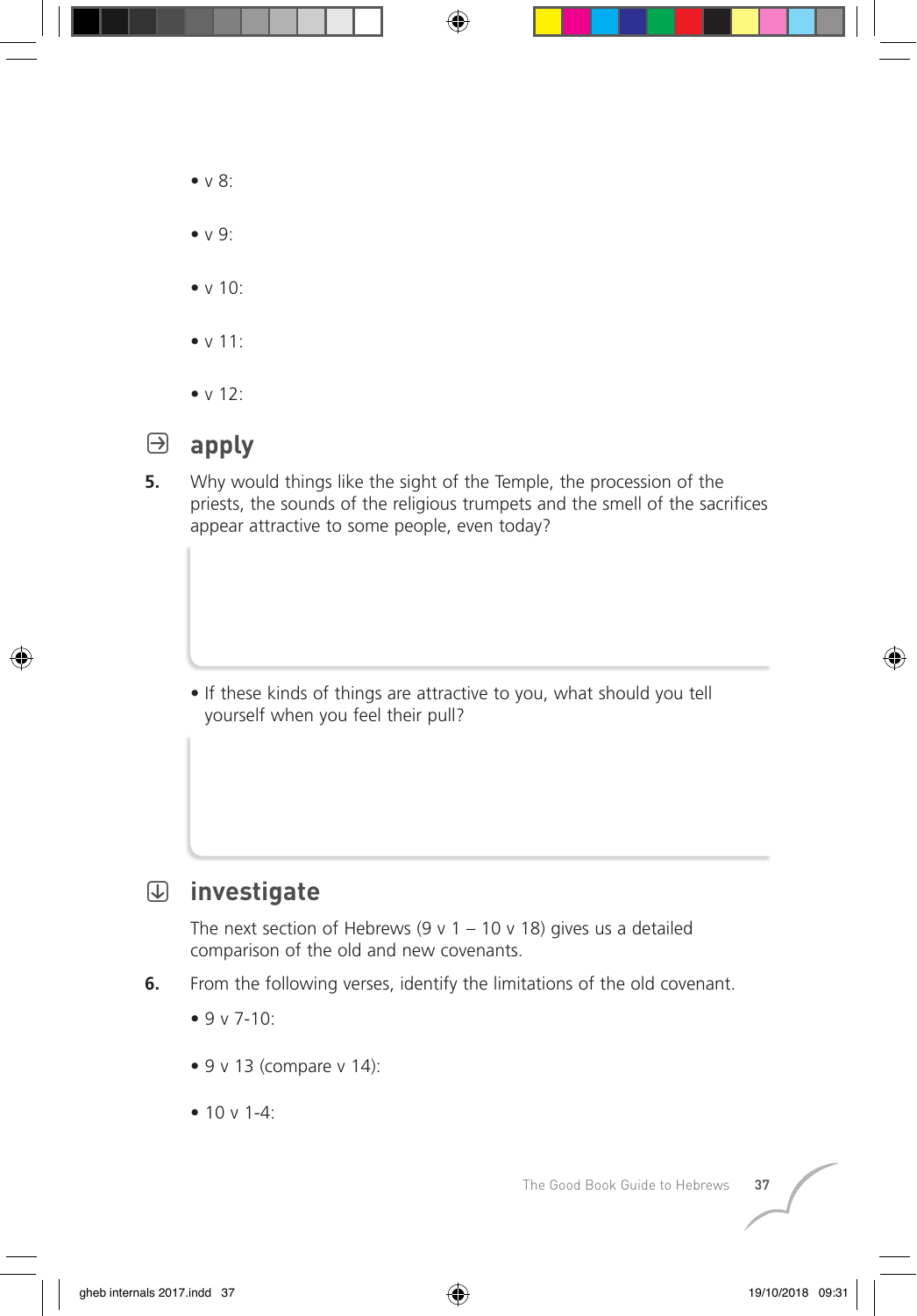- v 8:

- v 9:

- v 10:

- v 11:

- v 12:

## apply

**5.** Why would things like the sight of the Temple, the procession of the priests, the sounds of the religious trumpets and the smell of the sacrifices appear attractive to some people, even today?

- If these kinds of things are attractive to you, what should you tell yourself when you feel their pull?

## investigate

The next section of Hebrews (9 v 1 – 10 v 18) gives us a detailed comparison of the old and new covenants.

**6.** From the following verses, identify the limitations of the old covenant.

- 9 v 7-10:

- 9 v 13 (compare v 14):

- 10 v 1-4: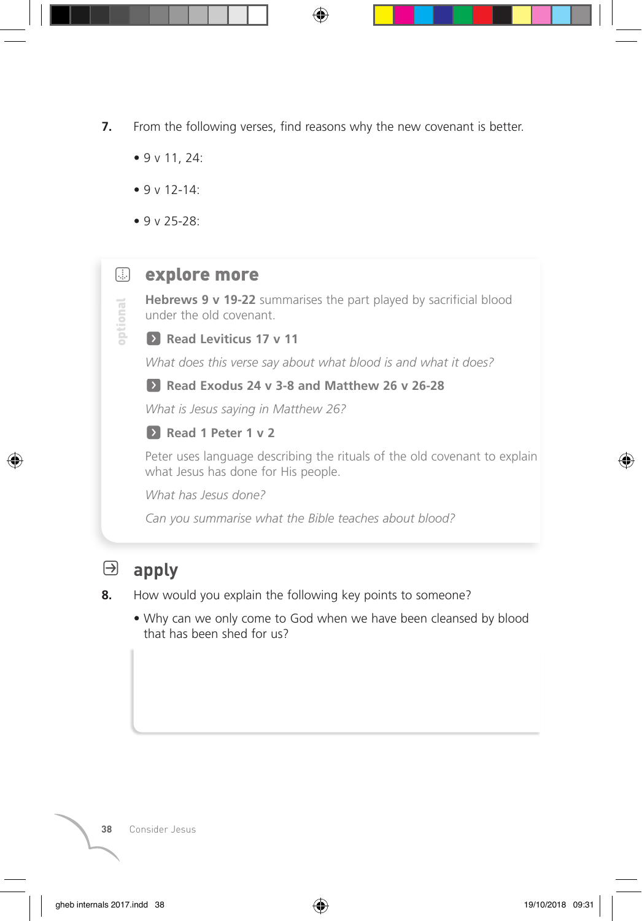7. From the following verses, find reasons why the new covenant is better.

- 9 v 11, 24:
- 9 v 12-14:
- 9 v 25-28:

## explore more

*optional*

**Hebrews 9 v 19-22** summarises the part played by sacrificial blood under the old covenant.

**Read Leviticus 17 v 11**

*What does this verse say about what blood is and what it does?*

**Read Exodus 24 v 3-8 and Matthew 26 v 26-28**

*What is Jesus saying in Matthew 26?*

**Read 1 Peter 1 v 2**

Peter uses language describing the rituals of the old covenant to explain what Jesus has done for His people.

*What has Jesus done?*

*Can you summarise what the Bible teaches about blood?*

## apply

8. How would you explain the following key points to someone?

- Why can we only come to God when we have been cleansed by blood that has been shed for us?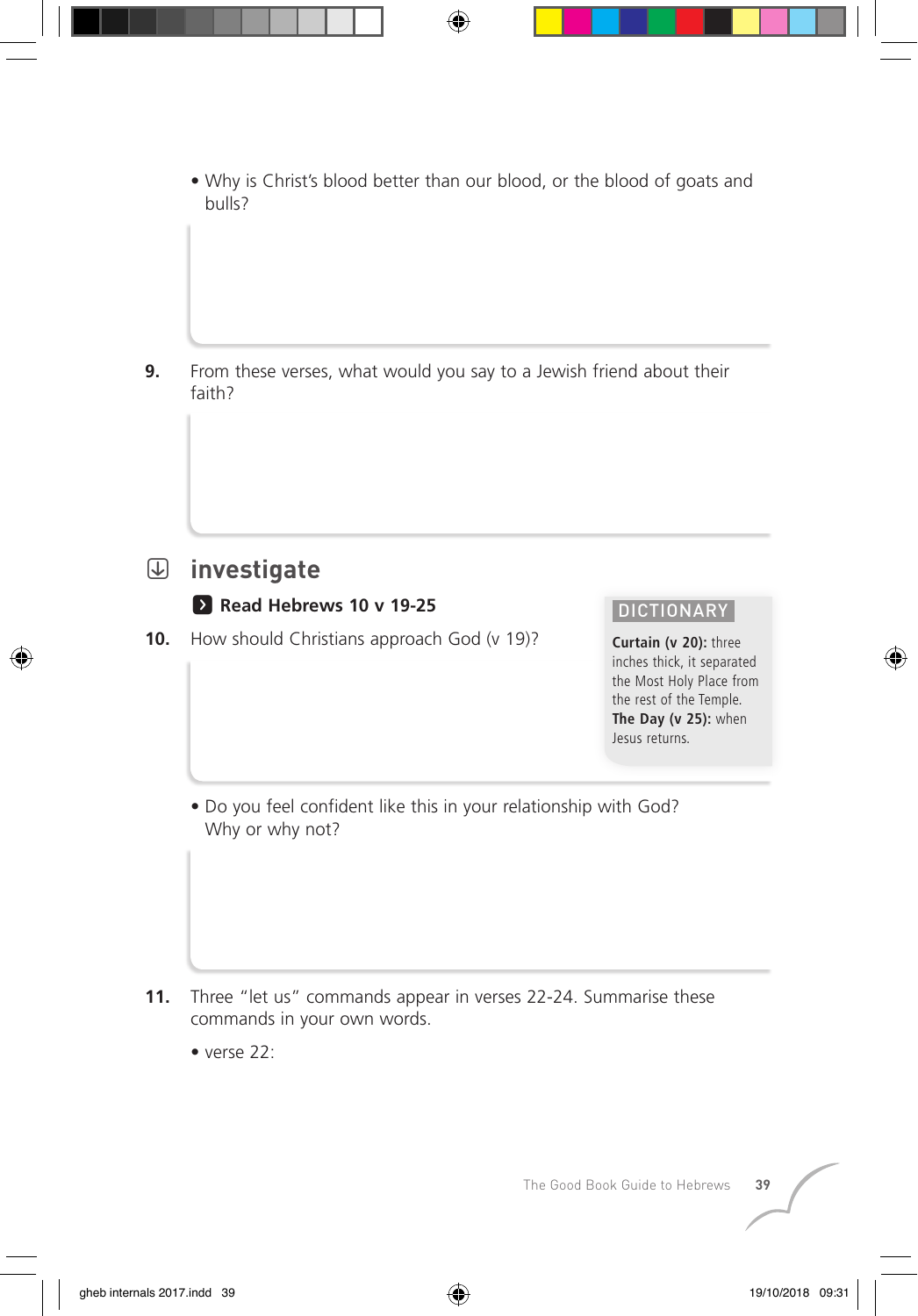- Why is Christ's blood better than our blood, or the blood of goats and bulls?

**9.** From these verses, what would you say to a Jewish friend about their faith?

## investigate

**Read Hebrews 10 v 19-25**

**DICTIONARY**

**Curtain (v 20):** three inches thick, it separated the Most Holy Place from the rest of the Temple.

**The Day (v 25):** when Jesus returns.

**10.** How should Christians approach God (v 19)?

- Do you feel confident like this in your relationship with God? Why or why not?

**11.** Three "let us" commands appear in verses 22-24. Summarise these commands in your own words.

- verse 22: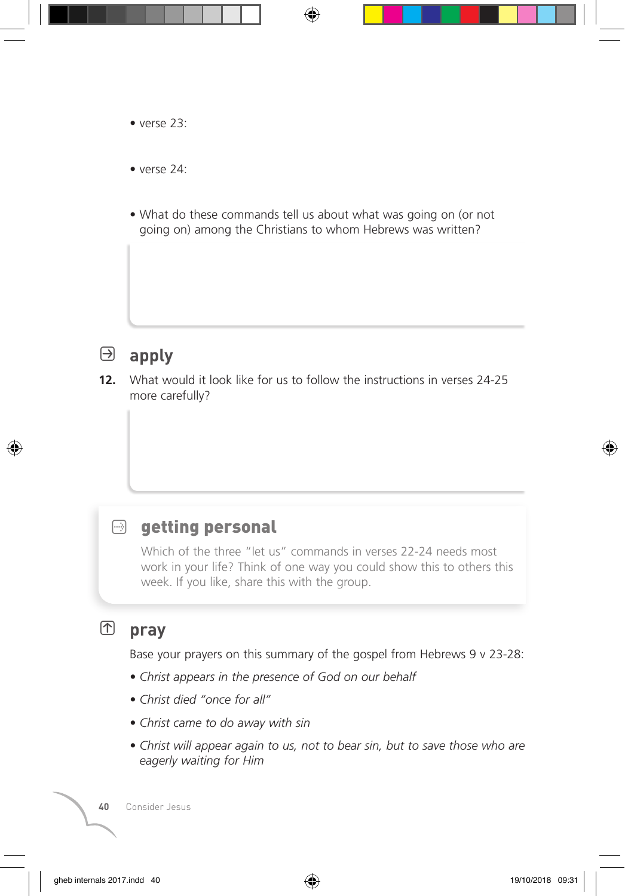- verse 23:

- verse 24:

- What do these commands tell us about what was going on (or not going on) among the Christians to whom Hebrews was written?

## apply

**12.** What would it look like for us to follow the instructions in verses 24-25 more carefully?

## getting personal

Which of the three "let us" commands in verses 22-24 needs most work in your life? Think of one way you could show this to others this week. If you like, share this with the group.

## pray

Base your prayers on this summary of the gospel from Hebrews 9 v 23-28:

- *Christ appears in the presence of God on our behalf*
- *Christ died "once for all"*
- *Christ came to do away with sin*
- *Christ will appear again to us, not to bear sin, but to save those who are eagerly waiting for Him*